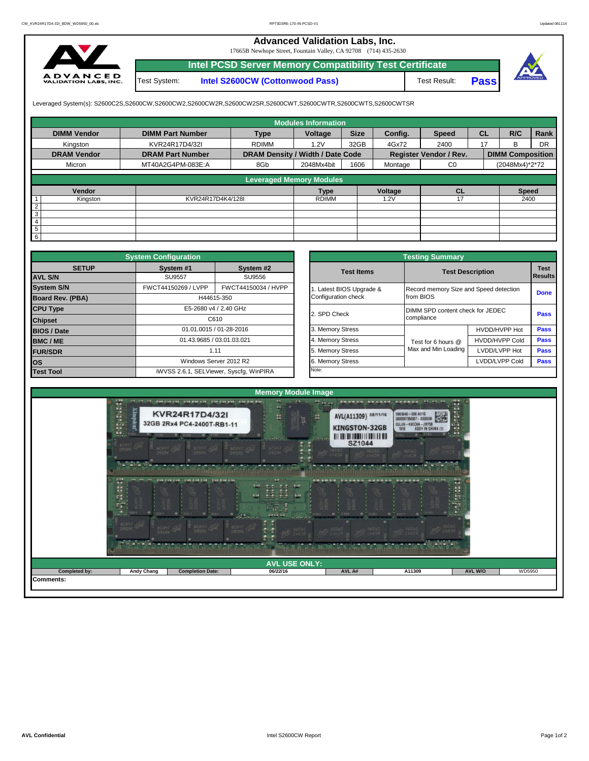# Advanced Validation Labs, Inc.

17665B Newhope Street, Fountain Valley, CA 92708 (714) 435-2630

## Intel PCSD Server Memory Compatibility Test Certificate

| Test System: | Intel S2600CW (Cottonwood Pass) | Test Result: | Pass |
|---|---|---|---|

Leveraged System(s): S2600C2S,S2600CW,S2600CW2,S2600CW2R,S2600CW2SR,S2600CWT,S2600CWTR,S2600CWTS,S2600CWTSR

## Modules Information

| DIMM Vendor | DIMM Part Number | Type | Voltage | Size | Config. | Speed | CL | R/C | Rank |
|---|---|---|---|---|---|---|---|---|---|
| Kingston | KVR24R17D4/32I | RDIMM | 1.2V | 32GB | 4Gx72 | 2400 | 17 | B | DR |
| **DRAM Vendor** | **DRAM Part Number** | **DRAM Density / Width / Date Code** | | | **Register Vendor / Rev.** | | **DIMM Composition** | | |
| Micron | MT40A2G4PM-083E:A | 8Gb | 2048Mx4bit | 1606 | Montage | C0 | (2048Mx4)*2*72 | | |

## Leveraged Memory Modules

| | Vendor | | Type | Voltage | CL | Speed |
|---|---|---|---|---|---|---|
| 1 | Kingston | KVR24R17D4K4/128I | RDIMM | 1.2V | 17 | 2400 |
| 2 | | | | | | |
| 3 | | | | | | |
| 4 | | | | | | |
| 5 | | | | | | |
| 6 | | | | | | |

## System Configuration

| SETUP | System #1 | System #2 |
|---|---|---|
| AVL S/N | SU9557 | SU9556 |
| System S/N | FWCT44150269 / LVPP | FWCT44150034 / HVPP |
| Board Rev. (PBA) | H44615-350 | |
| CPU Type | E5-2680 v4 / 2.40 GHz | |
| Chipset | C610 | |
| BIOS / Date | 01.01.0015 / 01-28-2016 | |
| BMC / ME | 01.43.9685 / 03.01.03.021 | |
| FUR/SDR | 1.11 | |
| OS | Windows Server 2012 R2 | |
| Test Tool | iWVSS 2.6.1, SELViewer, Syscfg, WinPIRA | |

## Testing Summary

| Test Items | Test Description | | Test Results |
|---|---|---|---|
| 1. Latest BIOS Upgrade & Configuration check | Record memory Size and Speed detection from BIOS | | Done |
| 2. SPD Check | DIMM SPD content check for JEDEC compliance | | Pass |
| 3. Memory Stress | Test for 6 hours @ Max and Min Loading | HVDD/HVPP Hot | Pass |
| 4. Memory Stress | | HVDD/HVPP Cold | Pass |
| 5. Memory Stress | | LVDD/LVPP Hot | Pass |
| 6. Memory Stress | | LVDD/LVPP Cold | Pass |

Note:

## Memory Module Image

## AVL USE ONLY:

| Completed by: | Andy Chang | Completion Date: | 06/22/16 | AVL A# | A11309 | AVL W/O | WD5950 |
|---|---|---|---|---|---|---|---|

Comments: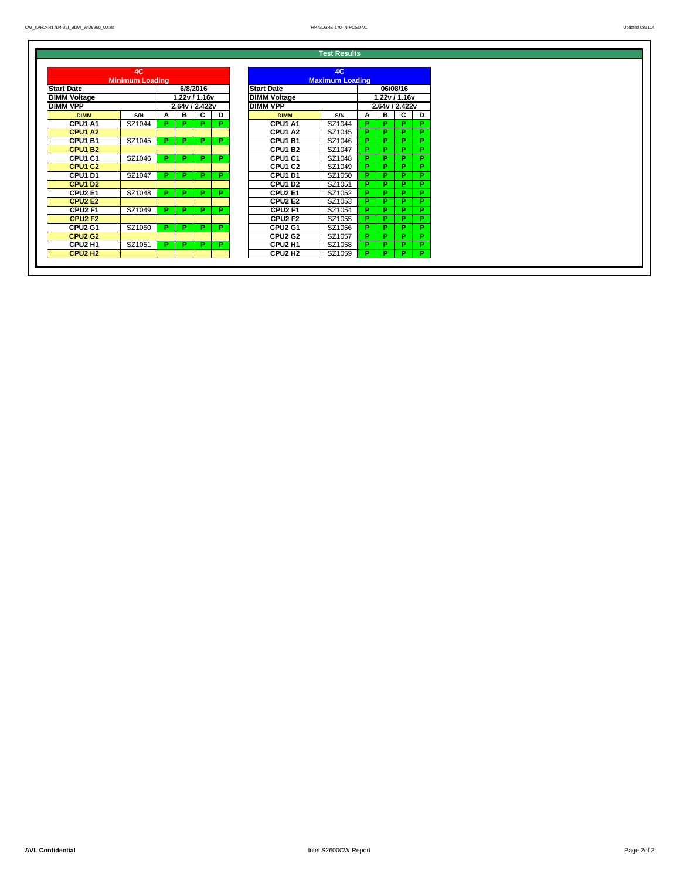## Test Results

| 4C Minimum Loading | | | | | |
|---|---|---|---|---|---|
| Start Date | | 6/8/2016 | | | |
| DIMM Voltage | | 1.22v / 1.16v | | | |
| DIMM VPP | | 2.64v / 2.422v | | | |
| DIMM | S/N | A | B | C | D |
| CPU1 A1 | SZ1044 | P | P | P | P |
| CPU1 A2 | | | | | |
| CPU1 B1 | SZ1045 | P | P | P | P |
| CPU1 B2 | | | | | |
| CPU1 C1 | SZ1046 | P | P | P | P |
| CPU1 C2 | | | | | |
| CPU1 D1 | SZ1047 | P | P | P | P |
| CPU1 D2 | | | | | |
| CPU2 E1 | SZ1048 | P | P | P | P |
| CPU2 E2 | | | | | |
| CPU2 F1 | SZ1049 | P | P | P | P |
| CPU2 F2 | | | | | |
| CPU2 G1 | SZ1050 | P | P | P | P |
| CPU2 G2 | | | | | |
| CPU2 H1 | SZ1051 | P | P | P | P |
| CPU2 H2 | | | | | |

| 4C Maximum Loading | | | | | |
|---|---|---|---|---|---|
| Start Date | | 06/08/16 | | | |
| DIMM Voltage | | 1.22v / 1.16v | | | |
| DIMM VPP | | 2.64v / 2.422v | | | |
| DIMM | S/N | A | B | C | D |
| CPU1 A1 | SZ1044 | P | P | P | P |
| CPU1 A2 | SZ1045 | P | P | P | P |
| CPU1 B1 | SZ1046 | P | P | P | P |
| CPU1 B2 | SZ1047 | P | P | P | P |
| CPU1 C1 | SZ1048 | P | P | P | P |
| CPU1 C2 | SZ1049 | P | P | P | P |
| CPU1 D1 | SZ1050 | P | P | P | P |
| CPU1 D2 | SZ1051 | P | P | P | P |
| CPU2 E1 | SZ1052 | P | P | P | P |
| CPU2 E2 | SZ1053 | P | P | P | P |
| CPU2 F1 | SZ1054 | P | P | P | P |
| CPU2 F2 | SZ1055 | P | P | P | P |
| CPU2 G1 | SZ1056 | P | P | P | P |
| CPU2 G2 | SZ1057 | P | P | P | P |
| CPU2 H1 | SZ1058 | P | P | P | P |
| CPU2 H2 | SZ1059 | P | P | P | P |